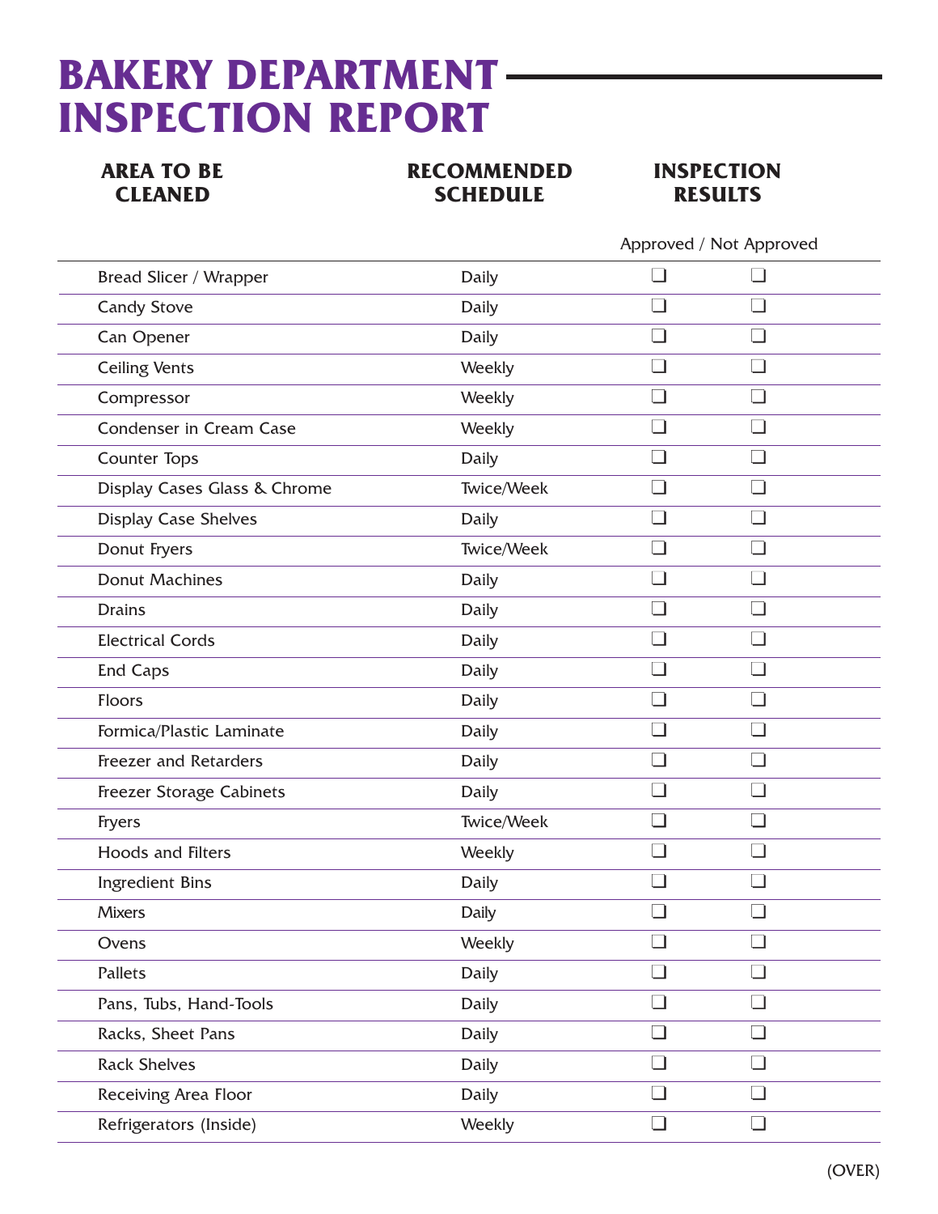# BAKERY DEPARTMENT INSPECTION REPORT

| AREA TO BE CLEANED | RECOMMENDED SCHEDULE | INSPECTION RESULTS | |
|---|---|---|---|
| | | Approved | Not Approved |
| Bread Slicer / Wrapper | Daily | ❑ | ❑ |
| Candy Stove | Daily | ❑ | ❑ |
| Can Opener | Daily | ❑ | ❑ |
| Ceiling Vents | Weekly | ❑ | ❑ |
| Compressor | Weekly | ❑ | ❑ |
| Condenser in Cream Case | Weekly | ❑ | ❑ |
| Counter Tops | Daily | ❑ | ❑ |
| Display Cases Glass & Chrome | Twice/Week | ❑ | ❑ |
| Display Case Shelves | Daily | ❑ | ❑ |
| Donut Fryers | Twice/Week | ❑ | ❑ |
| Donut Machines | Daily | ❑ | ❑ |
| Drains | Daily | ❑ | ❑ |
| Electrical Cords | Daily | ❑ | ❑ |
| End Caps | Daily | ❑ | ❑ |
| Floors | Daily | ❑ | ❑ |
| Formica/Plastic Laminate | Daily | ❑ | ❑ |
| Freezer and Retarders | Daily | ❑ | ❑ |
| Freezer Storage Cabinets | Daily | ❑ | ❑ |
| Fryers | Twice/Week | ❑ | ❑ |
| Hoods and Filters | Weekly | ❑ | ❑ |
| Ingredient Bins | Daily | ❑ | ❑ |
| Mixers | Daily | ❑ | ❑ |
| Ovens | Weekly | ❑ | ❑ |
| Pallets | Daily | ❑ | ❑ |
| Pans, Tubs, Hand-Tools | Daily | ❑ | ❑ |
| Racks, Sheet Pans | Daily | ❑ | ❑ |
| Rack Shelves | Daily | ❑ | ❑ |
| Receiving Area Floor | Daily | ❑ | ❑ |
| Refrigerators (Inside) | Weekly | ❑ | ❑ |

(OVER)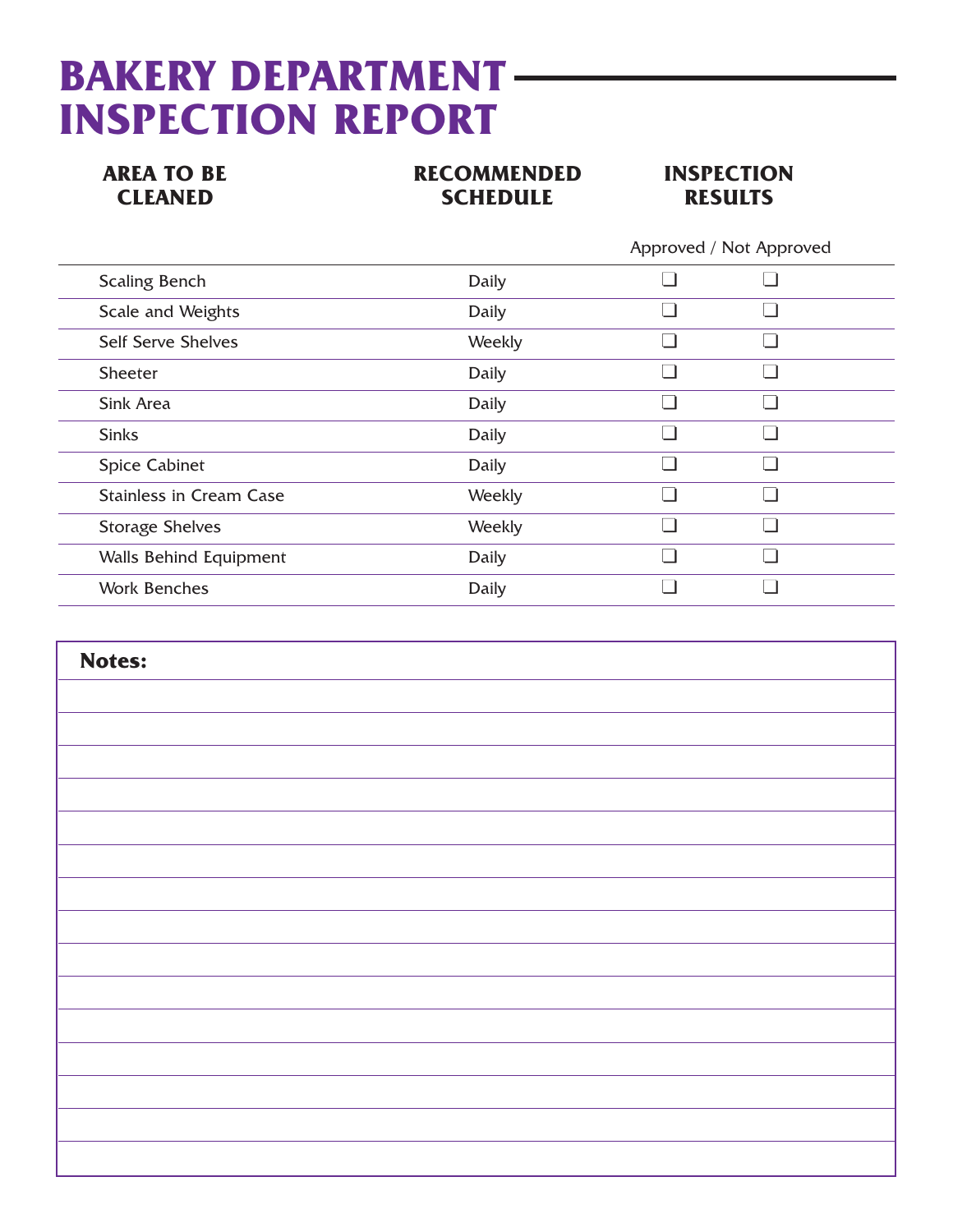# BAKERY DEPARTMENT INSPECTION REPORT

| AREA TO BE CLEANED | RECOMMENDED SCHEDULE | INSPECTION RESULTS | |
|---|---|---|---|
| | | Approved | Not Approved |
| Scaling Bench | Daily | ❑ | ❑ |
| Scale and Weights | Daily | ❑ | ❑ |
| Self Serve Shelves | Weekly | ❑ | ❑ |
| Sheeter | Daily | ❑ | ❑ |
| Sink Area | Daily | ❑ | ❑ |
| Sinks | Daily | ❑ | ❑ |
| Spice Cabinet | Daily | ❑ | ❑ |
| Stainless in Cream Case | Weekly | ❑ | ❑ |
| Storage Shelves | Weekly | ❑ | ❑ |
| Walls Behind Equipment | Daily | ❑ | ❑ |
| Work Benches | Daily | ❑ | ❑ |

**Notes:**